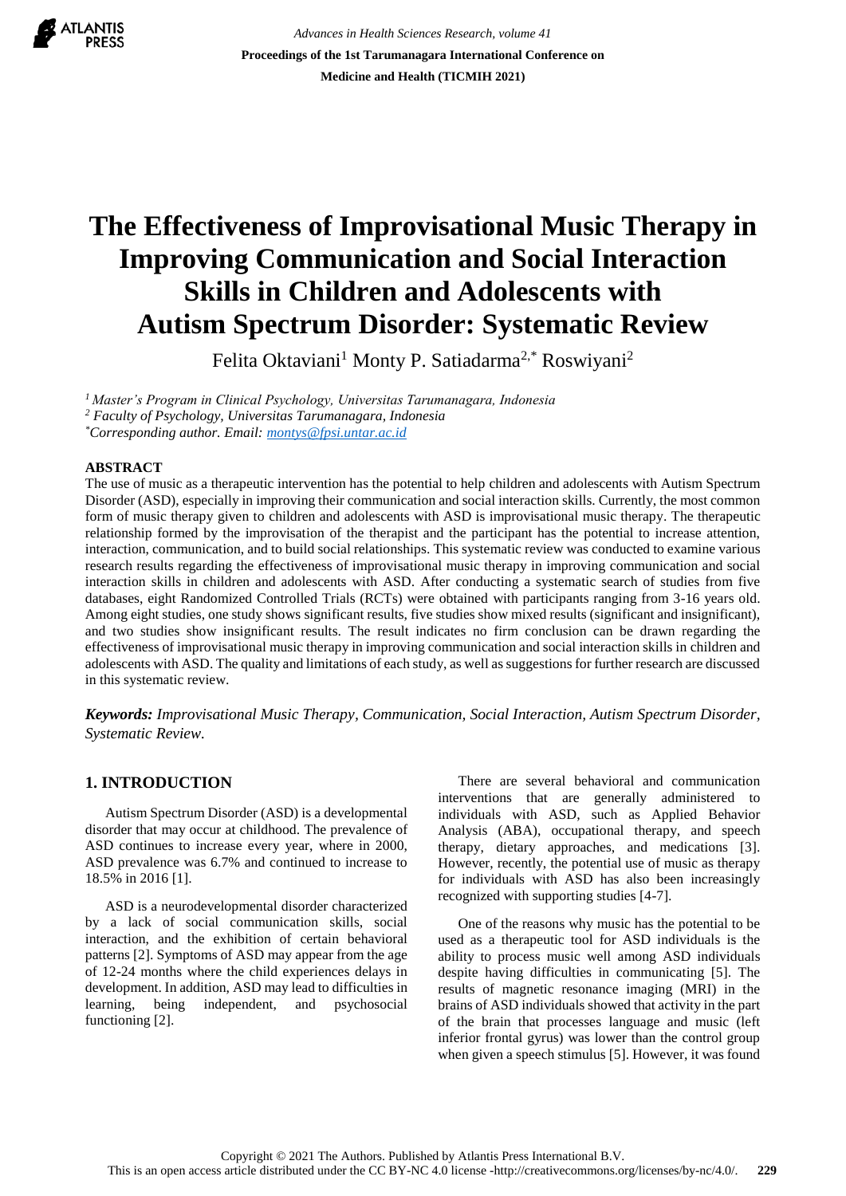# The Effectiveness of Improvisational Music Therapy in Improving Communication and Social Interaction Skills in Children and Adolescents with Autism Spectrum Disorder: Systematic Review

Felita Oktaviani[1] Monty P. Satiadarma[2,*] Roswiyani[2]

[1] *Master's Program in Clinical Psychology, Universitas Tarumanagara, Indonesia*
[2] *Faculty of Psychology, Universitas Tarumanagara, Indonesia*
[*] *Corresponding author. Email: montys@fpsi.untar.ac.id*

## ABSTRACT

The use of music as a therapeutic intervention has the potential to help children and adolescents with Autism Spectrum Disorder (ASD), especially in improving their communication and social interaction skills. Currently, the most common form of music therapy given to children and adolescents with ASD is improvisational music therapy. The therapeutic relationship formed by the improvisation of the therapist and the participant has the potential to increase attention, interaction, communication, and to build social relationships. This systematic review was conducted to examine various research results regarding the effectiveness of improvisational music therapy in improving communication and social interaction skills in children and adolescents with ASD. After conducting a systematic search of studies from five databases, eight Randomized Controlled Trials (RCTs) were obtained with participants ranging from 3-16 years old. Among eight studies, one study shows significant results, five studies show mixed results (significant and insignificant), and two studies show insignificant results. The result indicates no firm conclusion can be drawn regarding the effectiveness of improvisational music therapy in improving communication and social interaction skills in children and adolescents with ASD. The quality and limitations of each study, as well as suggestions for further research are discussed in this systematic review.

***Keywords:** Improvisational Music Therapy, Communication, Social Interaction, Autism Spectrum Disorder, Systematic Review.*

## 1. INTRODUCTION

Autism Spectrum Disorder (ASD) is a developmental disorder that may occur at childhood. The prevalence of ASD continues to increase every year, where in 2000, ASD prevalence was 6.7% and continued to increase to 18.5% in 2016 [1].

ASD is a neurodevelopmental disorder characterized by a lack of social communication skills, social interaction, and the exhibition of certain behavioral patterns [2]. Symptoms of ASD may appear from the age of 12-24 months where the child experiences delays in development. In addition, ASD may lead to difficulties in learning, being independent, and psychosocial functioning [2].

There are several behavioral and communication interventions that are generally administered to individuals with ASD, such as Applied Behavior Analysis (ABA), occupational therapy, and speech therapy, dietary approaches, and medications [3]. However, recently, the potential use of music as therapy for individuals with ASD has also been increasingly recognized with supporting studies [4-7].

One of the reasons why music has the potential to be used as a therapeutic tool for ASD individuals is the ability to process music well among ASD individuals despite having difficulties in communicating [5]. The results of magnetic resonance imaging (MRI) in the brains of ASD individuals showed that activity in the part of the brain that processes language and music (left inferior frontal gyrus) was lower than the control group when given a speech stimulus [5]. However, it was found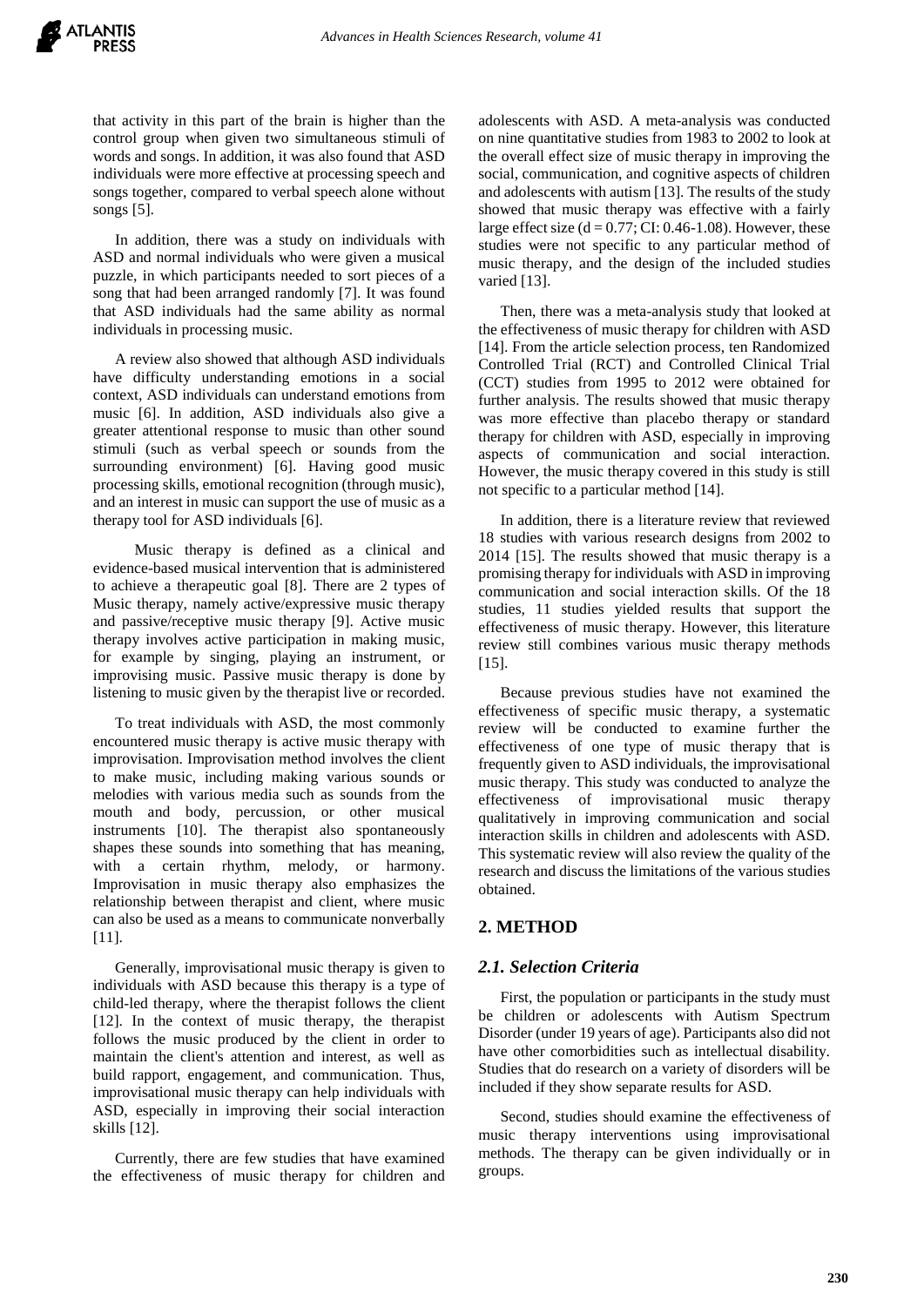that activity in this part of the brain is higher than the control group when given two simultaneous stimuli of words and songs. In addition, it was also found that ASD individuals were more effective at processing speech and songs together, compared to verbal speech alone without songs [5].

In addition, there was a study on individuals with ASD and normal individuals who were given a musical puzzle, in which participants needed to sort pieces of a song that had been arranged randomly [7]. It was found that ASD individuals had the same ability as normal individuals in processing music.

A review also showed that although ASD individuals have difficulty understanding emotions in a social context, ASD individuals can understand emotions from music [6]. In addition, ASD individuals also give a greater attentional response to music than other sound stimuli (such as verbal speech or sounds from the surrounding environment) [6]. Having good music processing skills, emotional recognition (through music), and an interest in music can support the use of music as a therapy tool for ASD individuals [6].

Music therapy is defined as a clinical and evidence-based musical intervention that is administered to achieve a therapeutic goal [8]. There are 2 types of Music therapy, namely active/expressive music therapy and passive/receptive music therapy [9]. Active music therapy involves active participation in making music, for example by singing, playing an instrument, or improvising music. Passive music therapy is done by listening to music given by the therapist live or recorded.

To treat individuals with ASD, the most commonly encountered music therapy is active music therapy with improvisation. Improvisation method involves the client to make music, including making various sounds or melodies with various media such as sounds from the mouth and body, percussion, or other musical instruments [10]. The therapist also spontaneously shapes these sounds into something that has meaning, with a certain rhythm, melody, or harmony. Improvisation in music therapy also emphasizes the relationship between therapist and client, where music can also be used as a means to communicate nonverbally [11].

Generally, improvisational music therapy is given to individuals with ASD because this therapy is a type of child-led therapy, where the therapist follows the client [12]. In the context of music therapy, the therapist follows the music produced by the client in order to maintain the client's attention and interest, as well as build rapport, engagement, and communication. Thus, improvisational music therapy can help individuals with ASD, especially in improving their social interaction skills [12].

Currently, there are few studies that have examined the effectiveness of music therapy for children and adolescents with ASD. A meta-analysis was conducted on nine quantitative studies from 1983 to 2002 to look at the overall effect size of music therapy in improving the social, communication, and cognitive aspects of children and adolescents with autism [13]. The results of the study showed that music therapy was effective with a fairly large effect size ($d = 0.77$; CI: 0.46-1.08). However, these studies were not specific to any particular method of music therapy, and the design of the included studies varied [13].

Then, there was a meta-analysis study that looked at the effectiveness of music therapy for children with ASD [14]. From the article selection process, ten Randomized Controlled Trial (RCT) and Controlled Clinical Trial (CCT) studies from 1995 to 2012 were obtained for further analysis. The results showed that music therapy was more effective than placebo therapy or standard therapy for children with ASD, especially in improving aspects of communication and social interaction. However, the music therapy covered in this study is still not specific to a particular method [14].

In addition, there is a literature review that reviewed 18 studies with various research designs from 2002 to 2014 [15]. The results showed that music therapy is a promising therapy for individuals with ASD in improving communication and social interaction skills. Of the 18 studies, 11 studies yielded results that support the effectiveness of music therapy. However, this literature review still combines various music therapy methods [15].

Because previous studies have not examined the effectiveness of specific music therapy, a systematic review will be conducted to examine further the effectiveness of one type of music therapy that is frequently given to ASD individuals, the improvisational music therapy. This study was conducted to analyze the effectiveness of improvisational music therapy qualitatively in improving communication and social interaction skills in children and adolescents with ASD. This systematic review will also review the quality of the research and discuss the limitations of the various studies obtained.

## 2. METHOD

### 2.1. Selection Criteria

First, the population or participants in the study must be children or adolescents with Autism Spectrum Disorder (under 19 years of age). Participants also did not have other comorbidities such as intellectual disability. Studies that do research on a variety of disorders will be included if they show separate results for ASD.

Second, studies should examine the effectiveness of music therapy interventions using improvisational methods. The therapy can be given individually or in groups.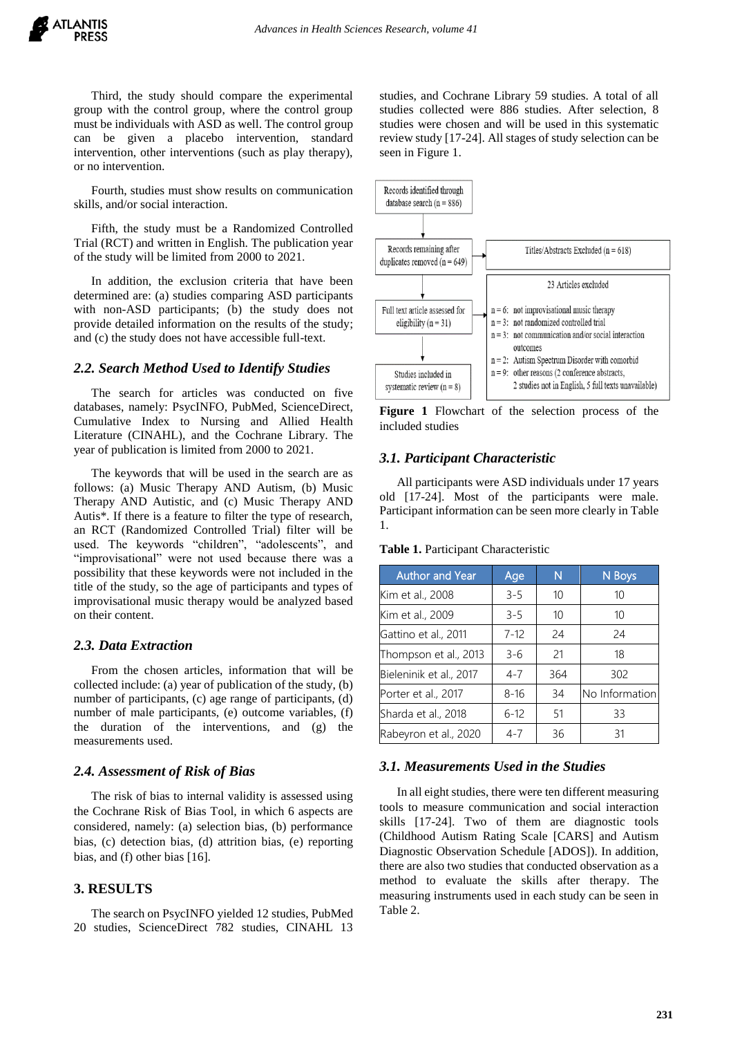Third, the study should compare the experimental group with the control group, where the control group must be individuals with ASD as well. The control group can be given a placebo intervention, standard intervention, other interventions (such as play therapy), or no intervention.

Fourth, studies must show results on communication skills, and/or social interaction.

Fifth, the study must be a Randomized Controlled Trial (RCT) and written in English. The publication year of the study will be limited from 2000 to 2021.

In addition, the exclusion criteria that have been determined are: (a) studies comparing ASD participants with non-ASD participants; (b) the study does not provide detailed information on the results of the study; and (c) the study does not have accessible full-text.

## *2.2. Search Method Used to Identify Studies*

The search for articles was conducted on five databases, namely: PsycINFO, PubMed, ScienceDirect, Cumulative Index to Nursing and Allied Health Literature (CINAHL), and the Cochrane Library. The year of publication is limited from 2000 to 2021.

The keywords that will be used in the search are as follows: (a) Music Therapy AND Autism, (b) Music Therapy AND Autistic, and (c) Music Therapy AND Autis*. If there is a feature to filter the type of research, an RCT (Randomized Controlled Trial) filter will be used. The keywords "children", "adolescents", and "improvisational" were not used because there was a possibility that these keywords were not included in the title of the study, so the age of participants and types of improvisational music therapy would be analyzed based on their content.

## *2.3. Data Extraction*

From the chosen articles, information that will be collected include: (a) year of publication of the study, (b) number of participants, (c) age range of participants, (d) number of male participants, (e) outcome variables, (f) the duration of the interventions, and (g) the measurements used.

## *2.4. Assessment of Risk of Bias*

The risk of bias to internal validity is assessed using the Cochrane Risk of Bias Tool, in which 6 aspects are considered, namely: (a) selection bias, (b) performance bias, (c) detection bias, (d) attrition bias, (e) reporting bias, and (f) other bias [16].

# 3. RESULTS

The search on PsycINFO yielded 12 studies, PubMed 20 studies, ScienceDirect 782 studies, CINAHL 13 studies, and Cochrane Library 59 studies. A total of all studies collected were 886 studies. After selection, 8 studies were chosen and will be used in this systematic review study [17-24]. All stages of study selection can be seen in Figure 1.

Records identified through database search (n = 886)

Records remaining after duplicates removed (n = 649)

Titles/Abstracts Excluded (n = 618)

Full text article assessed for eligibility (n = 31)

23 Articles excluded

n = 6: not improvisational music therapy
n = 3: not randomized controlled trial
n = 3: not communication and/or social interaction outcomes
n = 2: Autism Spectrum Disorder with comorbid
n = 9: other reasons (2 conference abstracts, 2 studies not in English, 5 full texts unavailable)

Studies included in systematic review (n = 8)

**Figure 1** Flowchart of the selection process of the included studies

## *3.1. Participant Characteristic*

All participants were ASD individuals under 17 years old [17-24]. Most of the participants were male. Participant information can be seen more clearly in Table 1.

**Table 1.** Participant Characteristic

| Author and Year | Age | N | N Boys |
|---|---|---|---|
| Kim et al., 2008 | 3-5 | 10 | 10 |
| Kim et al., 2009 | 3-5 | 10 | 10 |
| Gattino et al., 2011 | 7-12 | 24 | 24 |
| Thompson et al., 2013 | 3-6 | 21 | 18 |
| Bieleninik et al., 2017 | 4-7 | 364 | 302 |
| Porter et al., 2017 | 8-16 | 34 | No Information |
| Sharda et al., 2018 | 6-12 | 51 | 33 |
| Rabeyron et al., 2020 | 4-7 | 36 | 31 |

## *3.1. Measurements Used in the Studies*

In all eight studies, there were ten different measuring tools to measure communication and social interaction skills [17-24]. Two of them are diagnostic tools (Childhood Autism Rating Scale [CARS] and Autism Diagnostic Observation Schedule [ADOS]). In addition, there are also two studies that conducted observation as a method to evaluate the skills after therapy. The measuring instruments used in each study can be seen in Table 2.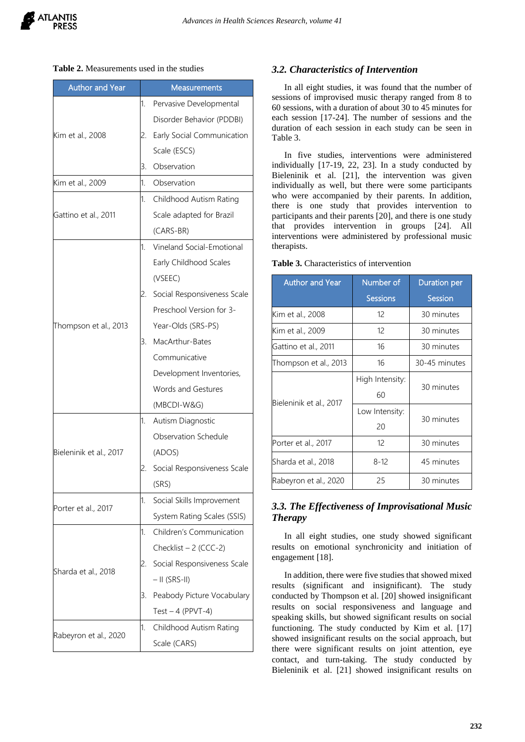**Table 2.** Measurements used in the studies

| Author and Year | Measurements |
|---|---|
| Kim et al., 2008 | 1. Pervasive Developmental Disorder Behavior (PDDBI)<br>2. Early Social Communication Scale (ESCS)<br>3. Observation |
| Kim et al., 2009 | 1. Observation |
| Gattino et al., 2011 | 1. Childhood Autism Rating Scale adapted for Brazil (CARS-BR) |
| Thompson et al., 2013 | 1. Vineland Social-Emotional Early Childhood Scales (VSEEC)<br>2. Social Responsiveness Scale Preschool Version for 3-Year-Olds (SRS-PS)<br>3. MacArthur-Bates Communicative Development Inventories, Words and Gestures (MBCDI-W&G) |
| Bieleninik et al., 2017 | 1. Autism Diagnostic Observation Schedule (ADOS)<br>2. Social Responsiveness Scale (SRS) |
| Porter et al., 2017 | 1. Social Skills Improvement System Rating Scales (SSIS) |
| Sharda et al., 2018 | 1. Children's Communication Checklist – 2 (CCC-2)<br>2. Social Responsiveness Scale – II (SRS-II)<br>3. Peabody Picture Vocabulary Test – 4 (PPVT-4) |
| Rabeyron et al., 2020 | 1. Childhood Autism Rating Scale (CARS) |

### *3.2. Characteristics of Intervention*

In all eight studies, it was found that the number of sessions of improvised music therapy ranged from 8 to 60 sessions, with a duration of about 30 to 45 minutes for each session [17-24]. The number of sessions and the duration of each session in each study can be seen in Table 3.

In five studies, interventions were administered individually [17-19, 22, 23]. In a study conducted by Bieleninik et al. [21], the intervention was given individually as well, but there were some participants who were accompanied by their parents. In addition, there is one study that provides intervention to participants and their parents [20], and there is one study that provides intervention in groups [24]. All interventions were administered by professional music therapists.

**Table 3.** Characteristics of intervention

| Author and Year | Number of Sessions | Duration per Session |
|---|---|---|
| Kim et al., 2008 | 12 | 30 minutes |
| Kim et al., 2009 | 12 | 30 minutes |
| Gattino et al., 2011 | 16 | 30 minutes |
| Thompson et al., 2013 | 16 | 30-45 minutes |
| Bieleninik et al., 2017 | High Intensity: 60 | 30 minutes |
| | Low Intensity: 20 | 30 minutes |
| Porter et al., 2017 | 12 | 30 minutes |
| Sharda et al., 2018 | 8-12 | 45 minutes |
| Rabeyron et al., 2020 | 25 | 30 minutes |

### *3.3. The Effectiveness of Improvisational Music Therapy*

In all eight studies, one study showed significant results on emotional synchronicity and initiation of engagement [18].

In addition, there were five studies that showed mixed results (significant and insignificant). The study conducted by Thompson et al. [20] showed insignificant results on social responsiveness and language and speaking skills, but showed significant results on social functioning. The study conducted by Kim et al. [17] showed insignificant results on the social approach, but there were significant results on joint attention, eye contact, and turn-taking. The study conducted by Bieleninik et al. [21] showed insignificant results on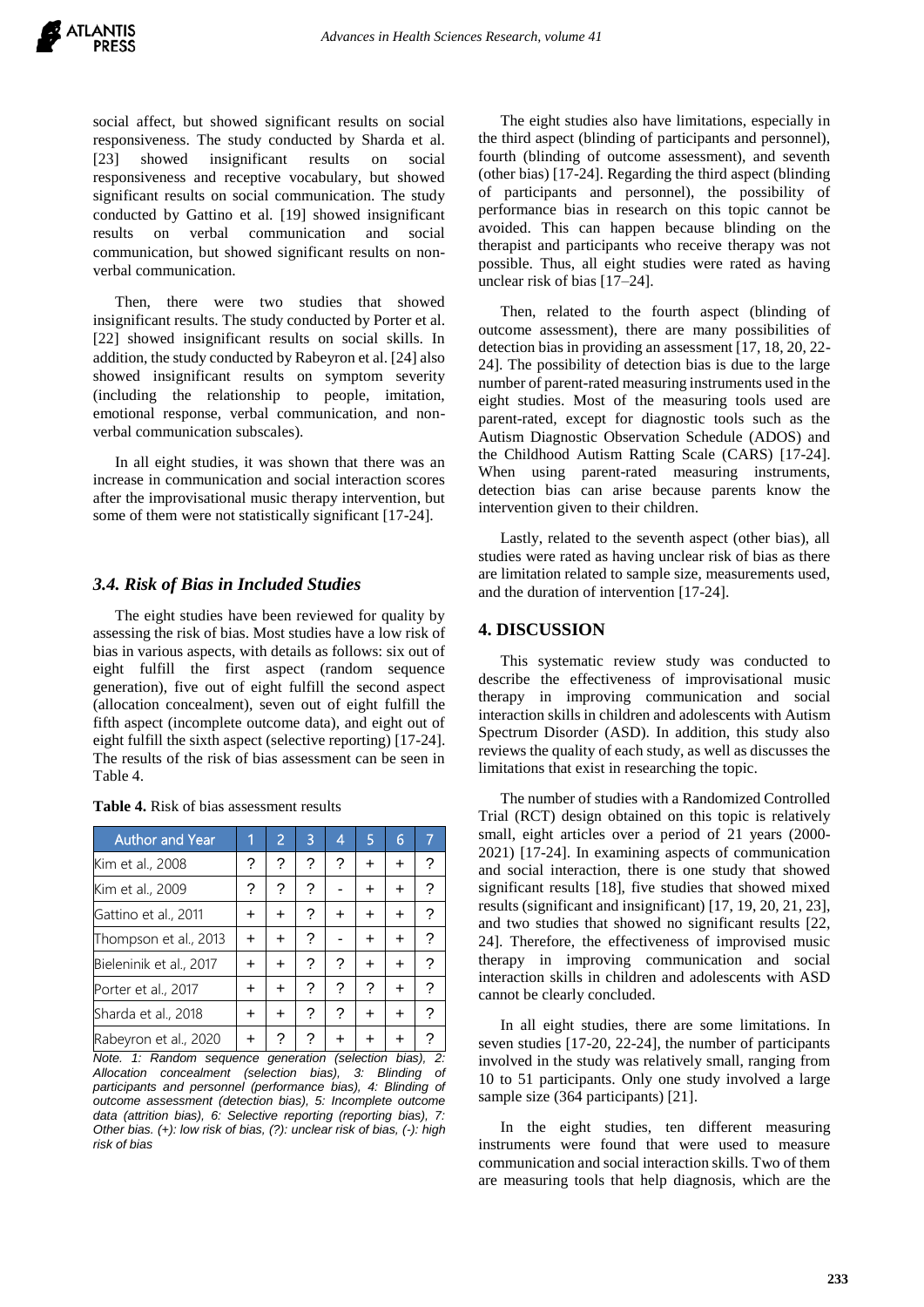social affect, but showed significant results on social responsiveness. The study conducted by Sharda et al. [23] showed insignificant results on social responsiveness and receptive vocabulary, but showed significant results on social communication. The study conducted by Gattino et al. [19] showed insignificant results on verbal communication and social communication, but showed significant results on non-verbal communication.

Then, there were two studies that showed insignificant results. The study conducted by Porter et al. [22] showed insignificant results on social skills. In addition, the study conducted by Rabeyron et al. [24] also showed insignificant results on symptom severity (including the relationship to people, imitation, emotional response, verbal communication, and non-verbal communication subscales).

In all eight studies, it was shown that there was an increase in communication and social interaction scores after the improvisational music therapy intervention, but some of them were not statistically significant [17-24].

### *3.4. Risk of Bias in Included Studies*

The eight studies have been reviewed for quality by assessing the risk of bias. Most studies have a low risk of bias in various aspects, with details as follows: six out of eight fulfill the first aspect (random sequence generation), five out of eight fulfill the second aspect (allocation concealment), seven out of eight fulfill the fifth aspect (incomplete outcome data), and eight out of eight fulfill the sixth aspect (selective reporting) [17-24]. The results of the risk of bias assessment can be seen in Table 4.

**Table 4.** Risk of bias assessment results

| Author and Year | 1 | 2 | 3 | 4 | 5 | 6 | 7 |
|---|---|---|---|---|---|---|---|
| Kim et al., 2008 | ? | ? | ? | ? | + | + | ? |
| Kim et al., 2009 | ? | ? | ? | - | + | + | ? |
| Gattino et al., 2011 | + | + | ? | + | + | + | ? |
| Thompson et al., 2013 | + | + | ? | - | + | + | ? |
| Bieleninik et al., 2017 | + | + | ? | ? | + | + | ? |
| Porter et al., 2017 | + | + | ? | ? | ? | + | ? |
| Sharda et al., 2018 | + | + | ? | ? | + | + | ? |
| Rabeyron et al., 2020 | + | ? | ? | + | + | + | ? |

*Note. 1: Random sequence generation (selection bias), 2: Allocation concealment (selection bias), 3: Blinding of participants and personnel (performance bias), 4: Blinding of outcome assessment (detection bias), 5: Incomplete outcome data (attrition bias), 6: Selective reporting (reporting bias), 7: Other bias. (+): low risk of bias, (?): unclear risk of bias, (-): high risk of bias*

The eight studies also have limitations, especially in the third aspect (blinding of participants and personnel), fourth (blinding of outcome assessment), and seventh (other bias) [17-24]. Regarding the third aspect (blinding of participants and personnel), the possibility of performance bias in research on this topic cannot be avoided. This can happen because blinding on the therapist and participants who receive therapy was not possible. Thus, all eight studies were rated as having unclear risk of bias [17–24].

Then, related to the fourth aspect (blinding of outcome assessment), there are many possibilities of detection bias in providing an assessment [17, 18, 20, 22-24]. The possibility of detection bias is due to the large number of parent-rated measuring instruments used in the eight studies. Most of the measuring tools used are parent-rated, except for diagnostic tools such as the Autism Diagnostic Observation Schedule (ADOS) and the Childhood Autism Ratting Scale (CARS) [17-24]. When using parent-rated measuring instruments, detection bias can arise because parents know the intervention given to their children.

Lastly, related to the seventh aspect (other bias), all studies were rated as having unclear risk of bias as there are limitation related to sample size, measurements used, and the duration of intervention [17-24].

## 4. DISCUSSION

This systematic review study was conducted to describe the effectiveness of improvisational music therapy in improving communication and social interaction skills in children and adolescents with Autism Spectrum Disorder (ASD). In addition, this study also reviews the quality of each study, as well as discusses the limitations that exist in researching the topic.

The number of studies with a Randomized Controlled Trial (RCT) design obtained on this topic is relatively small, eight articles over a period of 21 years (2000-2021) [17-24]. In examining aspects of communication and social interaction, there is one study that showed significant results [18], five studies that showed mixed results (significant and insignificant) [17, 19, 20, 21, 23], and two studies that showed no significant results [22, 24]. Therefore, the effectiveness of improvised music therapy in improving communication and social interaction skills in children and adolescents with ASD cannot be clearly concluded.

In all eight studies, there are some limitations. In seven studies [17-20, 22-24], the number of participants involved in the study was relatively small, ranging from 10 to 51 participants. Only one study involved a large sample size (364 participants) [21].

In the eight studies, ten different measuring instruments were found that were used to measure communication and social interaction skills. Two of them are measuring tools that help diagnosis, which are the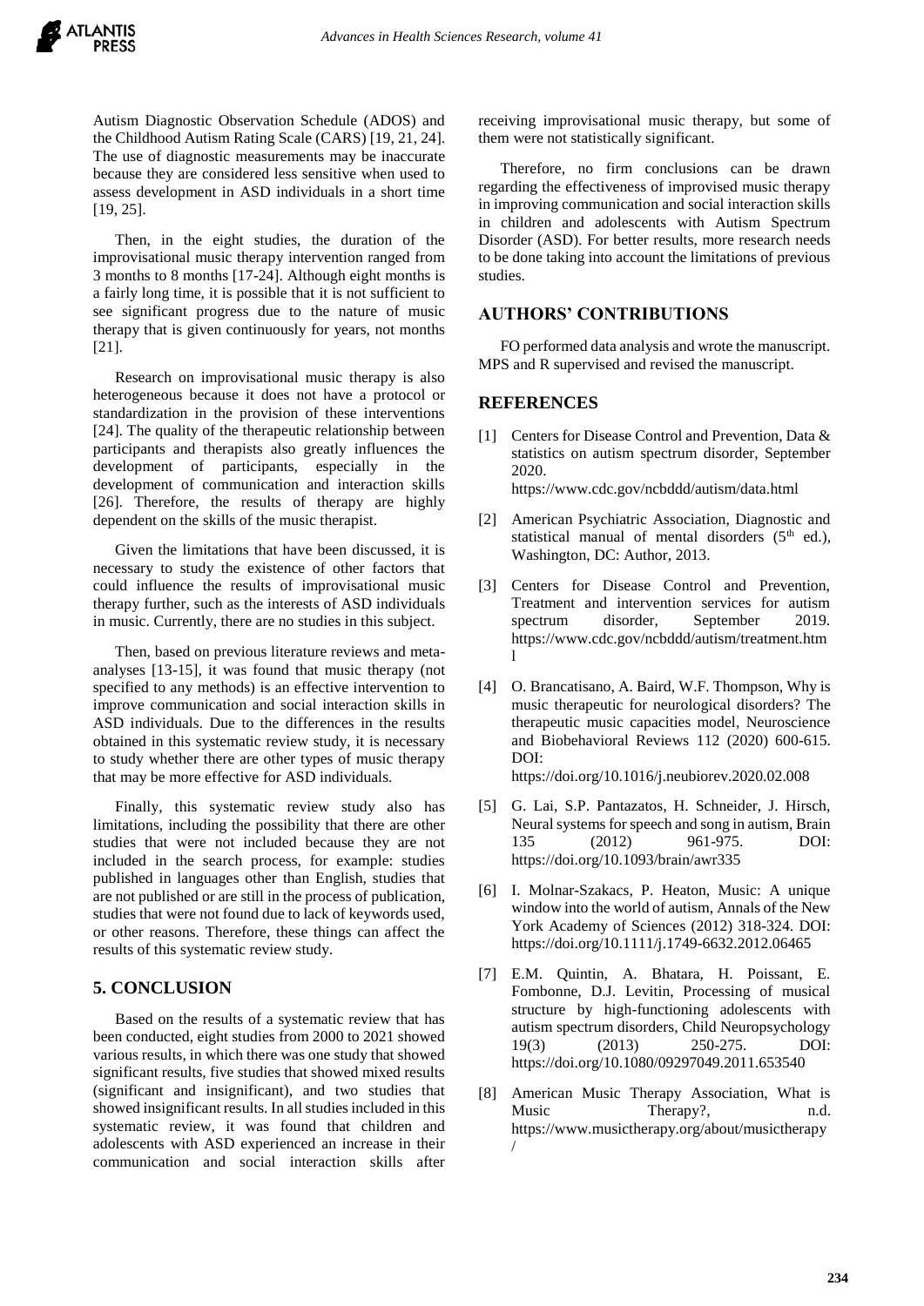Autism Diagnostic Observation Schedule (ADOS) and the Childhood Autism Rating Scale (CARS) [19, 21, 24]. The use of diagnostic measurements may be inaccurate because they are considered less sensitive when used to assess development in ASD individuals in a short time [19, 25].

Then, in the eight studies, the duration of the improvisational music therapy intervention ranged from 3 months to 8 months [17-24]. Although eight months is a fairly long time, it is possible that it is not sufficient to see significant progress due to the nature of music therapy that is given continuously for years, not months [21].

Research on improvisational music therapy is also heterogeneous because it does not have a protocol or standardization in the provision of these interventions [24]. The quality of the therapeutic relationship between participants and therapists also greatly influences the development of participants, especially in the development of communication and interaction skills [26]. Therefore, the results of therapy are highly dependent on the skills of the music therapist.

Given the limitations that have been discussed, it is necessary to study the existence of other factors that could influence the results of improvisational music therapy further, such as the interests of ASD individuals in music. Currently, there are no studies in this subject.

Then, based on previous literature reviews and meta-analyses [13-15], it was found that music therapy (not specified to any methods) is an effective intervention to improve communication and social interaction skills in ASD individuals. Due to the differences in the results obtained in this systematic review study, it is necessary to study whether there are other types of music therapy that may be more effective for ASD individuals.

Finally, this systematic review study also has limitations, including the possibility that there are other studies that were not included because they are not included in the search process, for example: studies published in languages other than English, studies that are not published or are still in the process of publication, studies that were not found due to lack of keywords used, or other reasons. Therefore, these things can affect the results of this systematic review study.

## 5. CONCLUSION

Based on the results of a systematic review that has been conducted, eight studies from 2000 to 2021 showed various results, in which there was one study that showed significant results, five studies that showed mixed results (significant and insignificant), and two studies that showed insignificant results. In all studies included in this systematic review, it was found that children and adolescents with ASD experienced an increase in their communication and social interaction skills after receiving improvisational music therapy, but some of them were not statistically significant.

Therefore, no firm conclusions can be drawn regarding the effectiveness of improvised music therapy in improving communication and social interaction skills in children and adolescents with Autism Spectrum Disorder (ASD). For better results, more research needs to be done taking into account the limitations of previous studies.

## AUTHORS' CONTRIBUTIONS

FO performed data analysis and wrote the manuscript. MPS and R supervised and revised the manuscript.

## REFERENCES

[1] Centers for Disease Control and Prevention, Data & statistics on autism spectrum disorder, September 2020. https://www.cdc.gov/ncbddd/autism/data.html

[2] American Psychiatric Association, Diagnostic and statistical manual of mental disorders (5th ed.), Washington, DC: Author, 2013.

[3] Centers for Disease Control and Prevention, Treatment and intervention services for autism spectrum disorder, September 2019. https://www.cdc.gov/ncbddd/autism/treatment.html

[4] O. Brancatisano, A. Baird, W.F. Thompson, Why is music therapeutic for neurological disorders? The therapeutic music capacities model, Neuroscience and Biobehavioral Reviews 112 (2020) 600-615. DOI: https://doi.org/10.1016/j.neubiorev.2020.02.008

[5] G. Lai, S.P. Pantazatos, H. Schneider, J. Hirsch, Neural systems for speech and song in autism, Brain 135 (2012) 961-975. DOI: https://doi.org/10.1093/brain/awr335

[6] I. Molnar-Szakacs, P. Heaton, Music: A unique window into the world of autism, Annals of the New York Academy of Sciences (2012) 318-324. DOI: https://doi.org/10.1111/j.1749-6632.2012.06465

[7] E.M. Quintin, A. Bhatara, H. Poissant, E. Fombonne, D.J. Levitin, Processing of musical structure by high-functioning adolescents with autism spectrum disorders, Child Neuropsychology 19(3) (2013) 250-275. DOI: https://doi.org/10.1080/09297049.2011.653540

[8] American Music Therapy Association, What is Music Therapy?, n.d. https://www.musictherapy.org/about/musictherapy/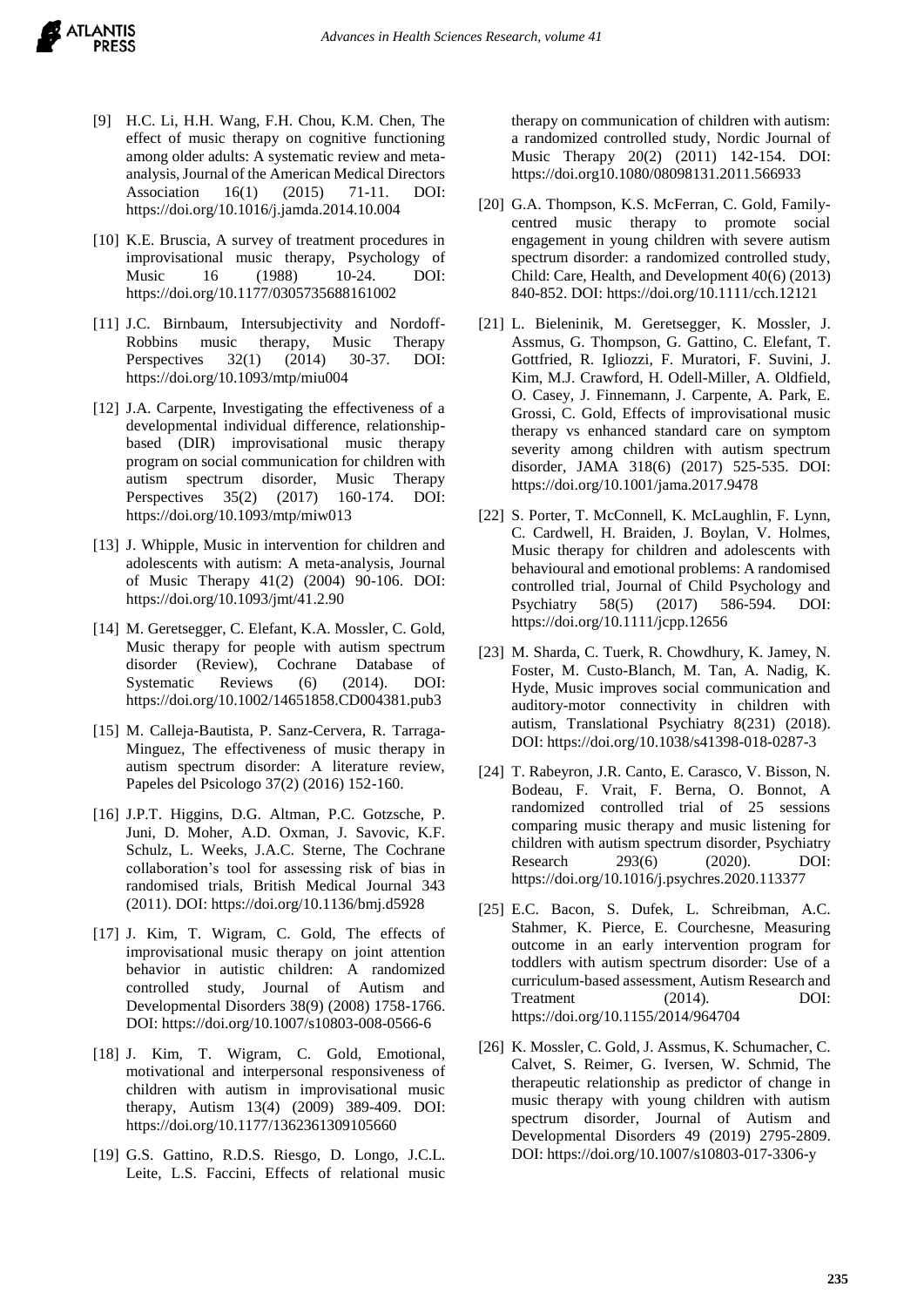[9] H.C. Li, H.H. Wang, F.H. Chou, K.M. Chen, The effect of music therapy on cognitive functioning among older adults: A systematic review and meta-analysis, Journal of the American Medical Directors Association 16(1) (2015) 71-11. DOI: https://doi.org/10.1016/j.jamda.2014.10.004

[10] K.E. Bruscia, A survey of treatment procedures in improvisational music therapy, Psychology of Music 16 (1988) 10-24. DOI: https://doi.org/10.1177/0305735688161002

[11] J.C. Birnbaum, Intersubjectivity and Nordoff-Robbins music therapy, Music Therapy Perspectives 32(1) (2014) 30-37. DOI: https://doi.org/10.1093/mtp/miu004

[12] J.A. Carpente, Investigating the effectiveness of a developmental individual difference, relationship-based (DIR) improvisational music therapy program on social communication for children with autism spectrum disorder, Music Therapy Perspectives 35(2) (2017) 160-174. DOI: https://doi.org/10.1093/mtp/miw013

[13] J. Whipple, Music in intervention for children and adolescents with autism: A meta-analysis, Journal of Music Therapy 41(2) (2004) 90-106. DOI: https://doi.org/10.1093/jmt/41.2.90

[14] M. Geretsegger, C. Elefant, K.A. Mossler, C. Gold, Music therapy for people with autism spectrum disorder (Review), Cochrane Database of Systematic Reviews (6) (2014). DOI: https://doi.org/10.1002/14651858.CD004381.pub3

[15] M. Calleja-Bautista, P. Sanz-Cervera, R. Tarraga-Minguez, The effectiveness of music therapy in autism spectrum disorder: A literature review, Papeles del Psicologo 37(2) (2016) 152-160.

[16] J.P.T. Higgins, D.G. Altman, P.C. Gotzsche, P. Juni, D. Moher, A.D. Oxman, J. Savovic, K.F. Schulz, L. Weeks, J.A.C. Sterne, The Cochrane collaboration's tool for assessing risk of bias in randomised trials, British Medical Journal 343 (2011). DOI: https://doi.org/10.1136/bmj.d5928

[17] J. Kim, T. Wigram, C. Gold, The effects of improvisational music therapy on joint attention behavior in autistic children: A randomized controlled study, Journal of Autism and Developmental Disorders 38(9) (2008) 1758-1766. DOI: https://doi.org/10.1007/s10803-008-0566-6

[18] J. Kim, T. Wigram, C. Gold, Emotional, motivational and interpersonal responsiveness of children with autism in improvisational music therapy, Autism 13(4) (2009) 389-409. DOI: https://doi.org/10.1177/1362361309105660

[19] G.S. Gattino, R.D.S. Riesgo, D. Longo, J.C.L. Leite, L.S. Faccini, Effects of relational music therapy on communication of children with autism: a randomized controlled study, Nordic Journal of Music Therapy 20(2) (2011) 142-154. DOI: https://doi.org10.1080/08098131.2011.566933

[20] G.A. Thompson, K.S. McFerran, C. Gold, Family-centred music therapy to promote social engagement in young children with severe autism spectrum disorder: a randomized controlled study, Child: Care, Health, and Development 40(6) (2013) 840-852. DOI: https://doi.org/10.1111/cch.12121

[21] L. Bieleninik, M. Geretsegger, K. Mossler, J. Assmus, G. Thompson, G. Gattino, C. Elefant, T. Gottfried, R. Igliozzi, F. Muratori, F. Suvini, J. Kim, M.J. Crawford, H. Odell-Miller, A. Oldfield, O. Casey, J. Finnemann, J. Carpente, A. Park, E. Grossi, C. Gold, Effects of improvisational music therapy vs enhanced standard care on symptom severity among children with autism spectrum disorder, JAMA 318(6) (2017) 525-535. DOI: https://doi.org/10.1001/jama.2017.9478

[22] S. Porter, T. McConnell, K. McLaughlin, F. Lynn, C. Cardwell, H. Braiden, J. Boylan, V. Holmes, Music therapy for children and adolescents with behavioural and emotional problems: A randomised controlled trial, Journal of Child Psychology and Psychiatry 58(5) (2017) 586-594. DOI: https://doi.org/10.1111/jcpp.12656

[23] M. Sharda, C. Tuerk, R. Chowdhury, K. Jamey, N. Foster, M. Custo-Blanch, M. Tan, A. Nadig, K. Hyde, Music improves social communication and auditory-motor connectivity in children with autism, Translational Psychiatry 8(231) (2018). DOI: https://doi.org/10.1038/s41398-018-0287-3

[24] T. Rabeyron, J.R. Canto, E. Carasco, V. Bisson, N. Bodeau, F. Vrait, F. Berna, O. Bonnot, A randomized controlled trial of 25 sessions comparing music therapy and music listening for children with autism spectrum disorder, Psychiatry Research 293(6) (2020). DOI: https://doi.org/10.1016/j.psychres.2020.113377

[25] E.C. Bacon, S. Dufek, L. Schreibman, A.C. Stahmer, K. Pierce, E. Courchesne, Measuring outcome in an early intervention program for toddlers with autism spectrum disorder: Use of a curriculum-based assessment, Autism Research and Treatment (2014). DOI: https://doi.org/10.1155/2014/964704

[26] K. Mossler, C. Gold, J. Assmus, K. Schumacher, C. Calvet, S. Reimer, G. Iversen, W. Schmid, The therapeutic relationship as predictor of change in music therapy with young children with autism spectrum disorder, Journal of Autism and Developmental Disorders 49 (2019) 2795-2809. DOI: https://doi.org/10.1007/s10803-017-3306-y